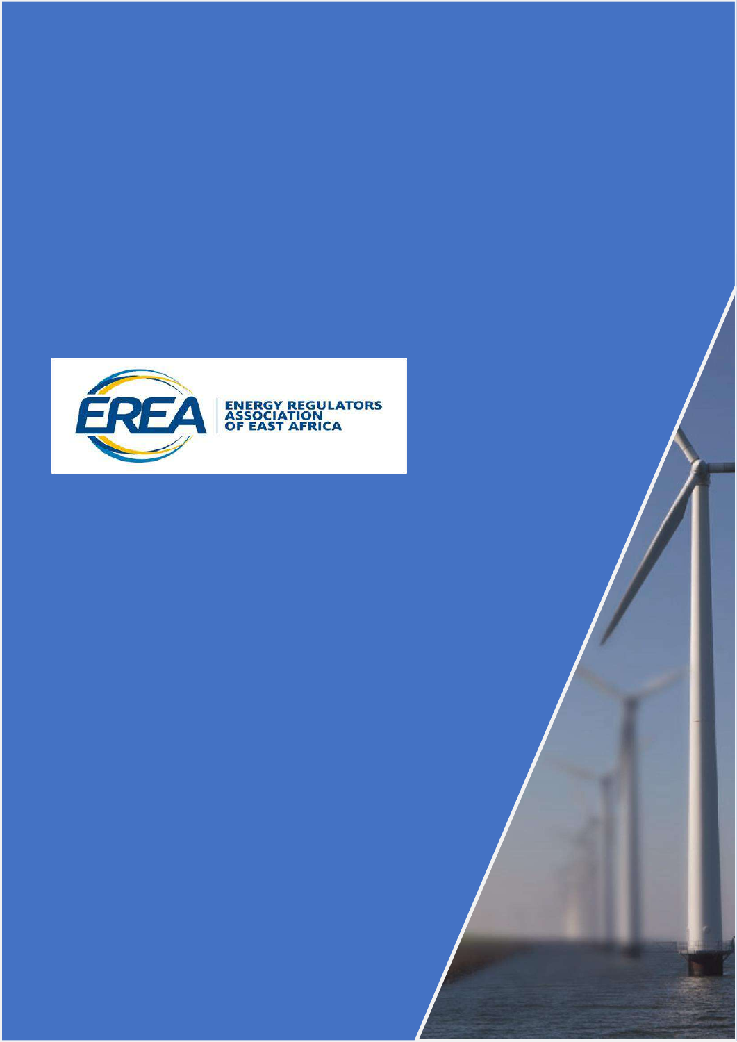EREA

ENERGY REGULATORS ASSOCIATION OF EAST AFRICA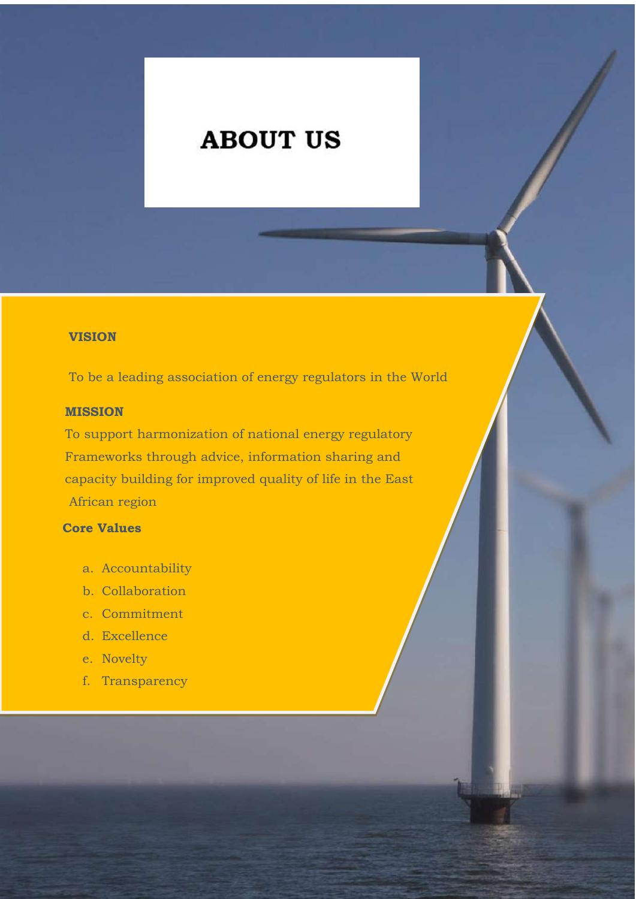# ABOUT US

## VISION

To be a leading association of energy regulators in the World

## MISSION

To support harmonization of national energy regulatory Frameworks through advice, information sharing and capacity building for improved quality of life in the East African region

## Core Values

a. Accountability
b. Collaboration
c. Commitment
d. Excellence
e. Novelty
f. Transparency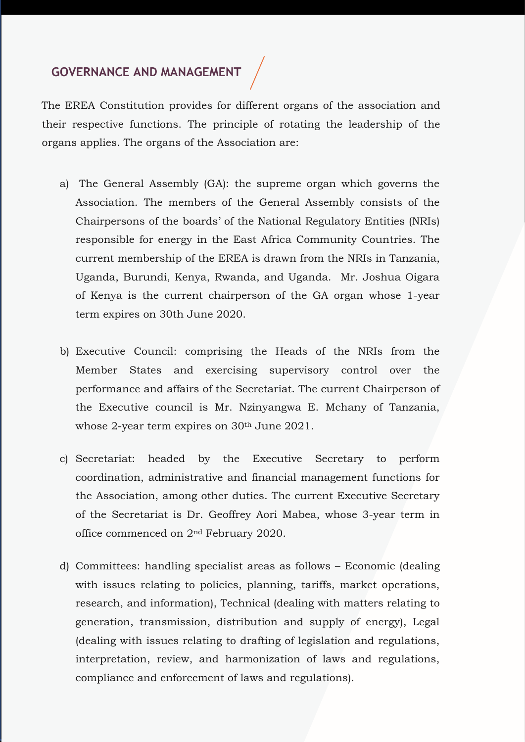## GOVERNANCE AND MANAGEMENT

The EREA Constitution provides for different organs of the association and their respective functions. The principle of rotating the leadership of the organs applies. The organs of the Association are:

a) The General Assembly (GA): the supreme organ which governs the Association. The members of the General Assembly consists of the Chairpersons of the boards' of the National Regulatory Entities (NRIs) responsible for energy in the East Africa Community Countries. The current membership of the EREA is drawn from the NRIs in Tanzania, Uganda, Burundi, Kenya, Rwanda, and Uganda. Mr. Joshua Oigara of Kenya is the current chairperson of the GA organ whose 1-year term expires on 30th June 2020.

b) Executive Council: comprising the Heads of the NRIs from the Member States and exercising supervisory control over the performance and affairs of the Secretariat. The current Chairperson of the Executive council is Mr. Nzinyangwa E. Mchany of Tanzania, whose 2-year term expires on 30th June 2021.

c) Secretariat: headed by the Executive Secretary to perform coordination, administrative and financial management functions for the Association, among other duties. The current Executive Secretary of the Secretariat is Dr. Geoffrey Aori Mabea, whose 3-year term in office commenced on 2nd February 2020.

d) Committees: handling specialist areas as follows – Economic (dealing with issues relating to policies, planning, tariffs, market operations, research, and information), Technical (dealing with matters relating to generation, transmission, distribution and supply of energy), Legal (dealing with issues relating to drafting of legislation and regulations, interpretation, review, and harmonization of laws and regulations, compliance and enforcement of laws and regulations).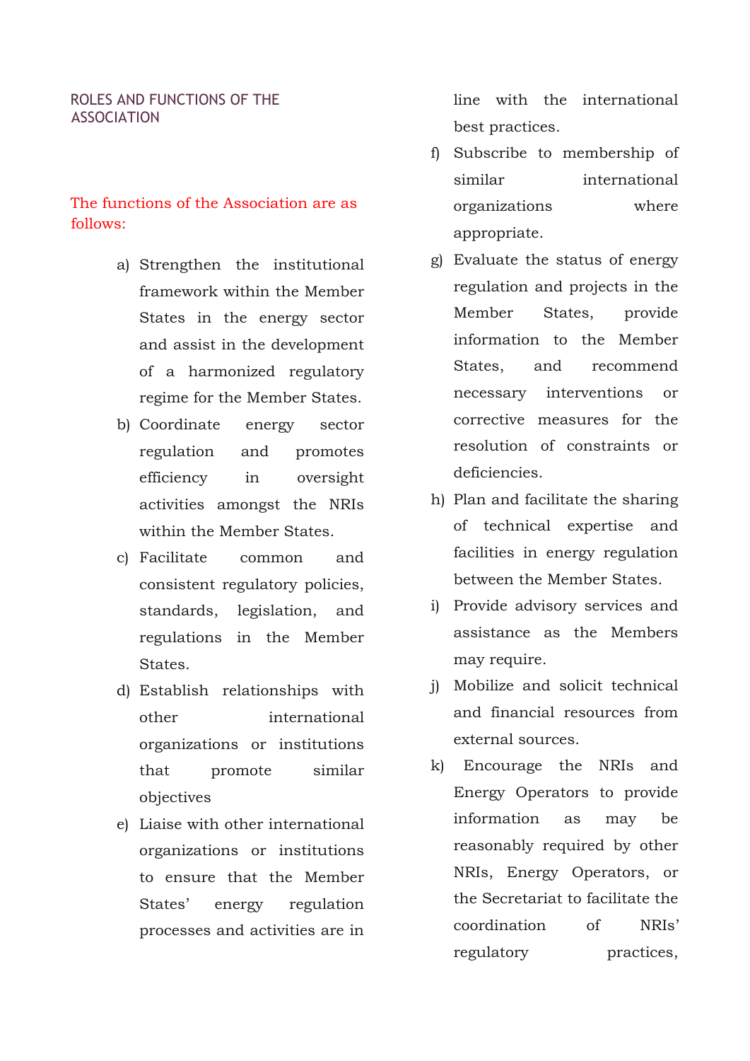## ROLES AND FUNCTIONS OF THE ASSOCIATION

The functions of the Association are as follows:

a) Strengthen the institutional framework within the Member States in the energy sector and assist in the development of a harmonized regulatory regime for the Member States.

b) Coordinate energy sector regulation and promotes efficiency in oversight activities amongst the NRIs within the Member States.

c) Facilitate common and consistent regulatory policies, standards, legislation, and regulations in the Member States.

d) Establish relationships with other international organizations or institutions that promote similar objectives

e) Liaise with other international organizations or institutions to ensure that the Member States' energy regulation processes and activities are in line with the international best practices.

f) Subscribe to membership of similar international organizations where appropriate.

g) Evaluate the status of energy regulation and projects in the Member States, provide information to the Member States, and recommend necessary interventions or corrective measures for the resolution of constraints or deficiencies.

h) Plan and facilitate the sharing of technical expertise and facilities in energy regulation between the Member States.

i) Provide advisory services and assistance as the Members may require.

j) Mobilize and solicit technical and financial resources from external sources.

k) Encourage the NRIs and Energy Operators to provide information as may be reasonably required by other NRIs, Energy Operators, or the Secretariat to facilitate the coordination of NRIs' regulatory practices,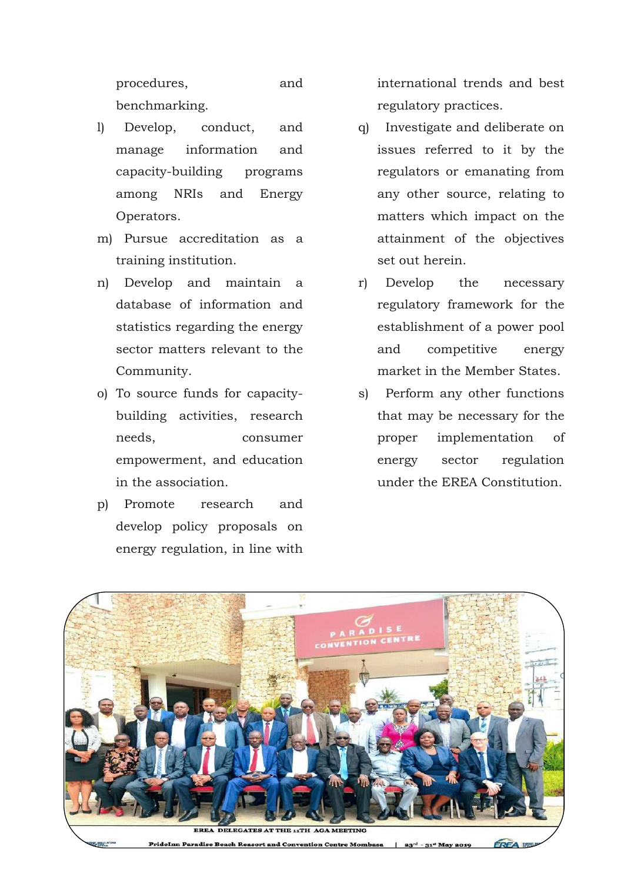procedures, and benchmarking.

l) Develop, conduct, and manage information and capacity-building programs among NRIs and Energy Operators.

m) Pursue accreditation as a training institution.

n) Develop and maintain a database of information and statistics regarding the energy sector matters relevant to the Community.

o) To source funds for capacity-building activities, research needs, consumer empowerment, and education in the association.

p) Promote research and develop policy proposals on energy regulation, in line with international trends and best regulatory practices.

q) Investigate and deliberate on issues referred to it by the regulators or emanating from any other source, relating to matters which impact on the attainment of the objectives set out herein.

r) Develop the necessary regulatory framework for the establishment of a power pool and competitive energy market in the Member States.

s) Perform any other functions that may be necessary for the proper implementation of energy sector regulation under the EREA Constitution.

EREA DELEGATES AT THE 11TH AGA MEETING

PrideInn Paradise Beach Resort and Convention Centre Mombasa | 23rd - 31st May 2019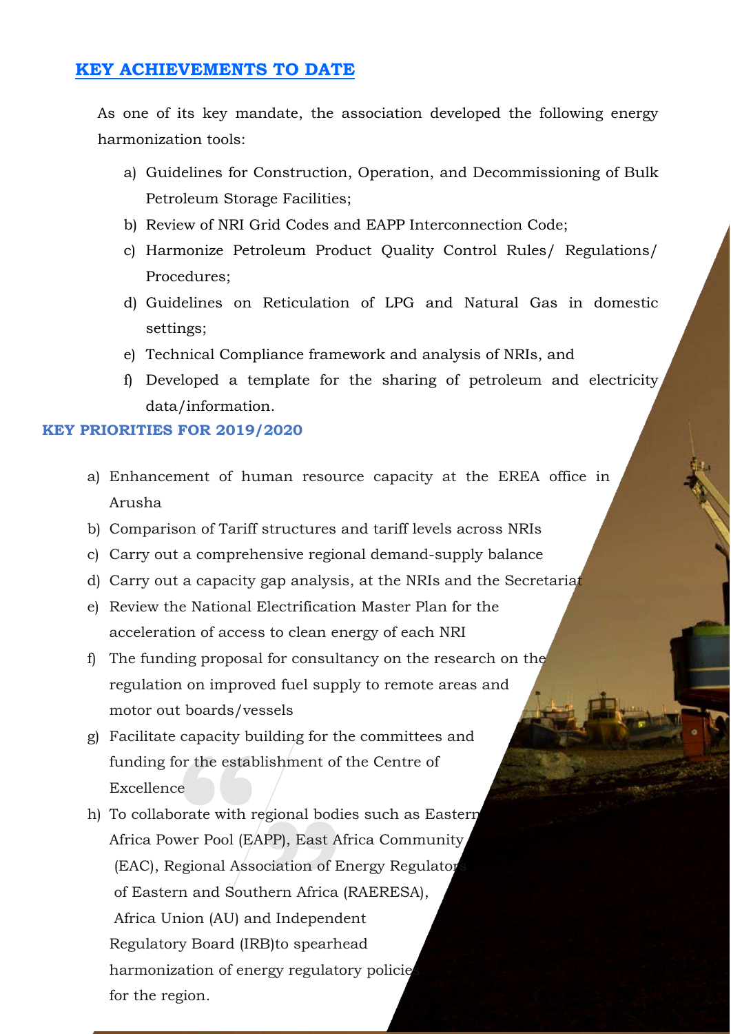## KEY ACHIEVEMENTS TO DATE

As one of its key mandate, the association developed the following energy harmonization tools:

a) Guidelines for Construction, Operation, and Decommissioning of Bulk Petroleum Storage Facilities;
b) Review of NRI Grid Codes and EAPP Interconnection Code;
c) Harmonize Petroleum Product Quality Control Rules/ Regulations/ Procedures;
d) Guidelines on Reticulation of LPG and Natural Gas in domestic settings;
e) Technical Compliance framework and analysis of NRIs, and
f) Developed a template for the sharing of petroleum and electricity data/information.

### KEY PRIORITIES FOR 2019/2020

a) Enhancement of human resource capacity at the EREA office in Arusha
b) Comparison of Tariff structures and tariff levels across NRIs
c) Carry out a comprehensive regional demand-supply balance
d) Carry out a capacity gap analysis, at the NRIs and the Secretariat
e) Review the National Electrification Master Plan for the acceleration of access to clean energy of each NRI
f) The funding proposal for consultancy on the research on the regulation on improved fuel supply to remote areas and motor out boards/vessels
g) Facilitate capacity building for the committees and funding for the establishment of the Centre of Excellence
h) To collaborate with regional bodies such as Eastern Africa Power Pool (EAPP), East Africa Community (EAC), Regional Association of Energy Regulators of Eastern and Southern Africa (RAERESA), Africa Union (AU) and Independent Regulatory Board (IRB)to spearhead harmonization of energy regulatory policies for the region.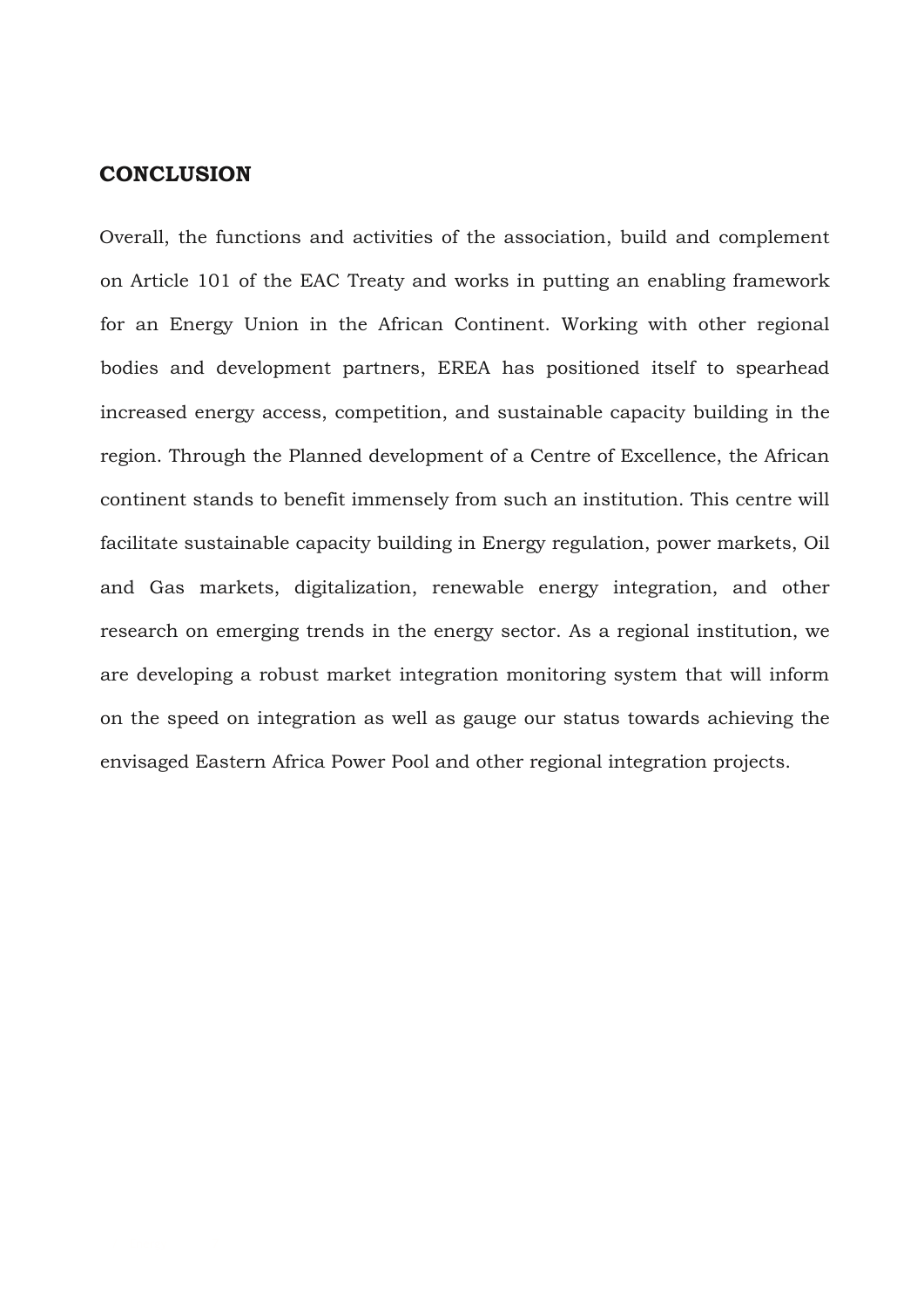## CONCLUSION

Overall, the functions and activities of the association, build and complement on Article 101 of the EAC Treaty and works in putting an enabling framework for an Energy Union in the African Continent. Working with other regional bodies and development partners, EREA has positioned itself to spearhead increased energy access, competition, and sustainable capacity building in the region. Through the Planned development of a Centre of Excellence, the African continent stands to benefit immensely from such an institution. This centre will facilitate sustainable capacity building in Energy regulation, power markets, Oil and Gas markets, digitalization, renewable energy integration, and other research on emerging trends in the energy sector. As a regional institution, we are developing a robust market integration monitoring system that will inform on the speed on integration as well as gauge our status towards achieving the envisaged Eastern Africa Power Pool and other regional integration projects.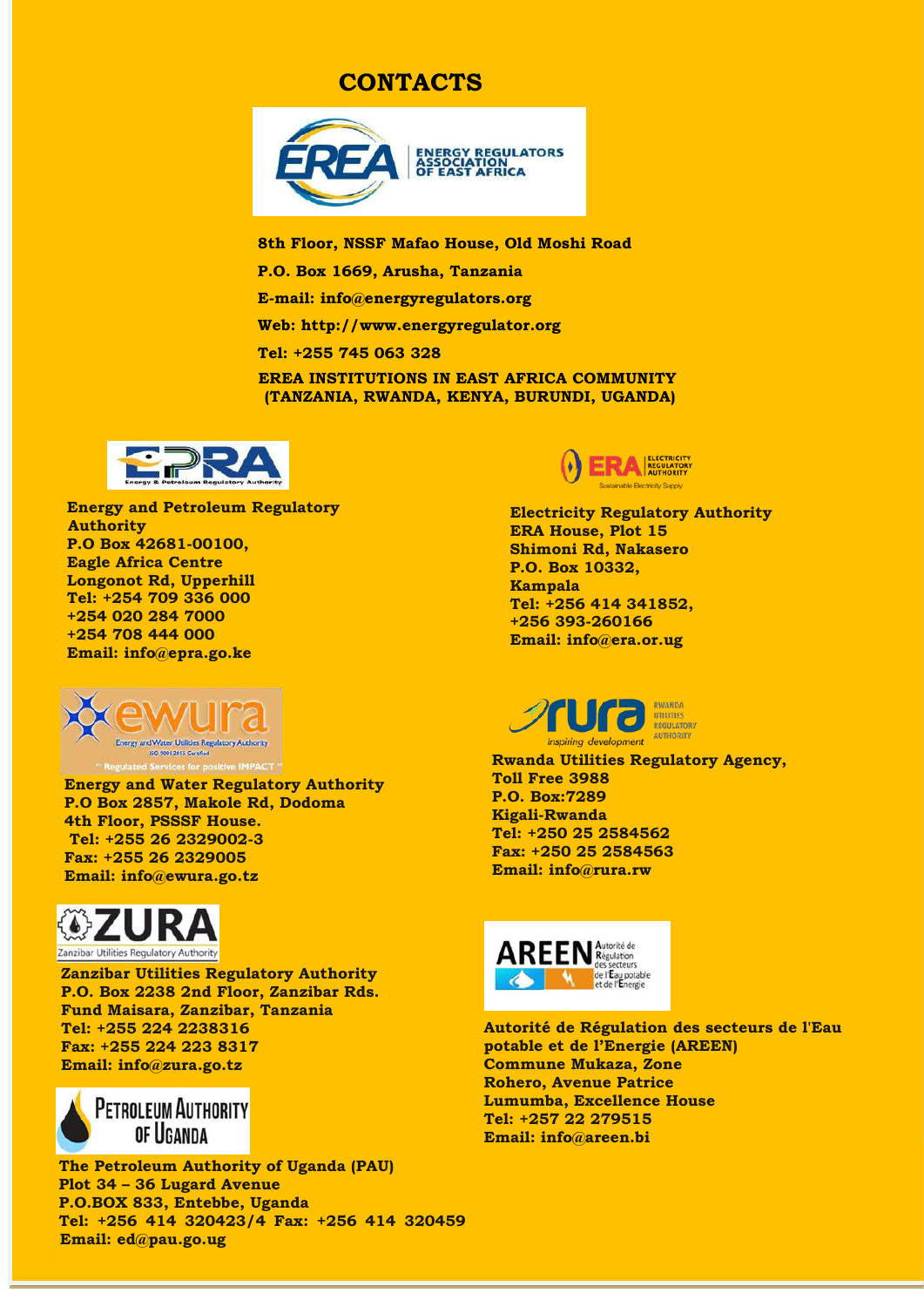# CONTACTS

ENERGY REGULATORS ASSOCIATION OF EAST AFRICA

**8th Floor, NSSF Mafao House, Old Moshi Road**

**P.O. Box 1669, Arusha, Tanzania**

**E-mail: info@energyregulators.org**

**Web: http://www.energyregulator.org**

**Tel: +255 745 063 328**

**EREA INSTITUTIONS IN EAST AFRICA COMMUNITY (TANZANIA, RWANDA, KENYA, BURUNDI, UGANDA)**

**Energy and Petroleum Regulatory Authority**
**P.O Box 42681-00100,**
**Eagle Africa Centre**
**Longonot Rd, Upperhill**
**Tel: +254 709 336 000**
**+254 020 284 7000**
**+254 708 444 000**
**Email: info@epra.go.ke**

**Electricity Regulatory Authority**
**ERA House, Plot 15**
**Shimoni Rd, Nakasero**
**P.O. Box 10332,**
**Kampala**
**Tel: +256 414 341852,**
**+256 393-260166**
**Email: info@era.or.ug**

**Energy and Water Regulatory Authority**
**P.O Box 2857, Makole Rd, Dodoma**
**4th Floor, PSSSF House.**
**Tel: +255 26 2329002-3**
**Fax: +255 26 2329005**
**Email: info@ewura.go.tz**

**Rwanda Utilities Regulatory Agency,**
**Toll Free 3988**
**P.O. Box:7289**
**Kigali-Rwanda**
**Tel: +250 25 2584562**
**Fax: +250 25 2584563**
**Email: info@rura.rw**

**Zanzibar Utilities Regulatory Authority**
**P.O. Box 2238 2nd Floor, Zanzibar Rds.**
**Fund Maisara, Zanzibar, Tanzania**
**Tel: +255 224 2238316**
**Fax: +255 224 223 8317**
**Email: info@zura.go.tz**

**Autorité de Régulation des secteurs de l'Eau potable et de l'Energie (AREEN)**
**Commune Mukaza, Zone**
**Rohero, Avenue Patrice**
**Lumumba, Excellence House**
**Tel: +257 22 279515**
**Email: info@areen.bi**

**The Petroleum Authority of Uganda (PAU)**
**Plot 34 – 36 Lugard Avenue**
**P.O.BOX 833, Entebbe, Uganda**
**Tel: +256 414 320423/4 Fax: +256 414 320459**
**Email: ed@pau.go.ug**